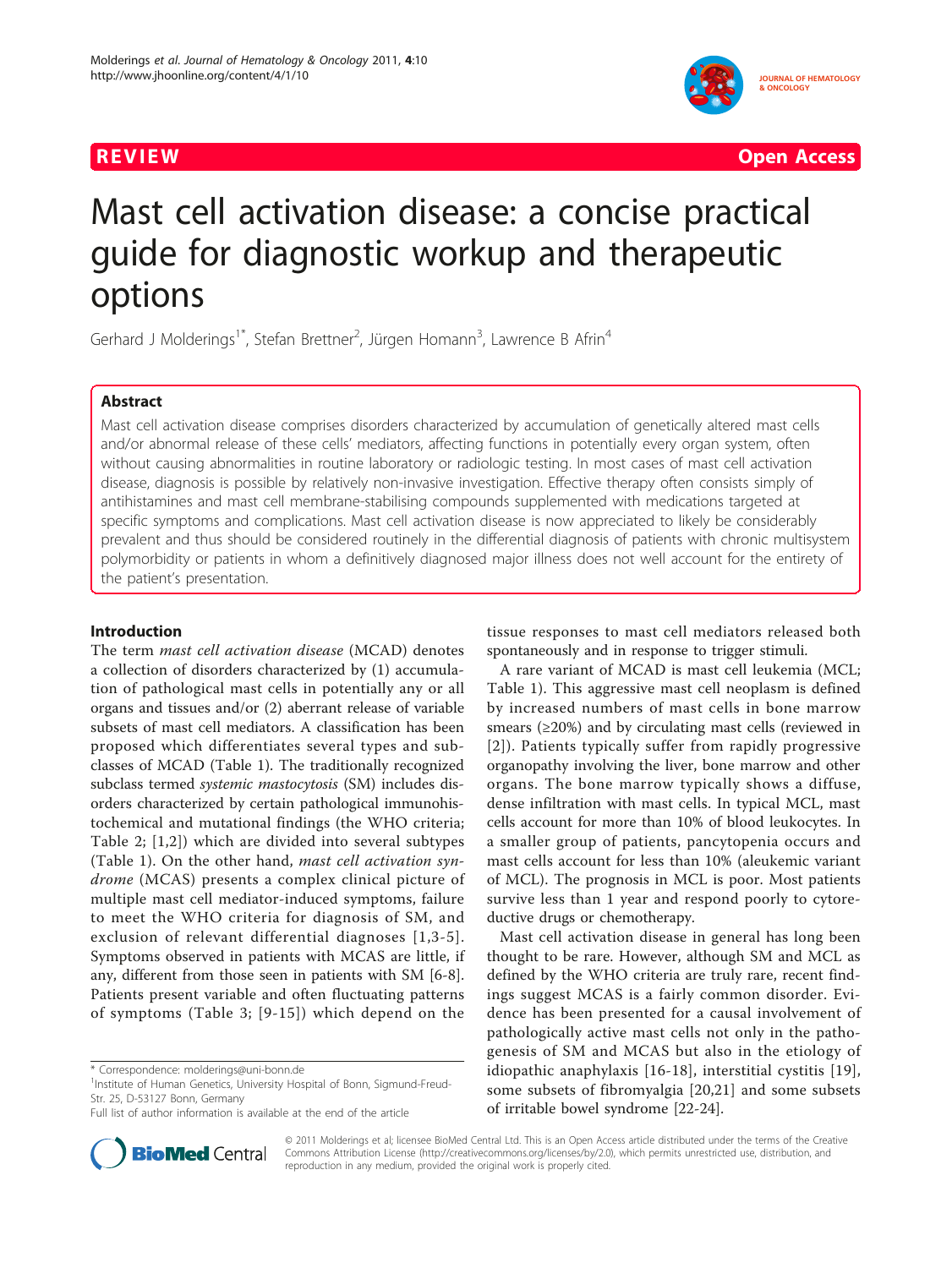REVIEW Open Access

# Mast cell activation disease: a concise practical guide for diagnostic workup and therapeutic options

Gerhard J Molderings[1*], Stefan Brettner[2], Jürgen Homann[3], Lawrence B Afrin[4]

## Abstract

Mast cell activation disease comprises disorders characterized by accumulation of genetically altered mast cells and/or abnormal release of these cells' mediators, affecting functions in potentially every organ system, often without causing abnormalities in routine laboratory or radiologic testing. In most cases of mast cell activation disease, diagnosis is possible by relatively non-invasive investigation. Effective therapy often consists simply of antihistamines and mast cell membrane-stabilising compounds supplemented with medications targeted at specific symptoms and complications. Mast cell activation disease is now appreciated to likely be considerably prevalent and thus should be considered routinely in the differential diagnosis of patients with chronic multisystem polymorbidity or patients in whom a definitively diagnosed major illness does not well account for the entirety of the patient's presentation.

## Introduction

The term *mast cell activation disease* (MCAD) denotes a collection of disorders characterized by (1) accumulation of pathological mast cells in potentially any or all organs and tissues and/or (2) aberrant release of variable subsets of mast cell mediators. A classification has been proposed which differentiates several types and subclasses of MCAD (Table 1). The traditionally recognized subclass termed *systemic mastocytosis* (SM) includes disorders characterized by certain pathological immunohistochemical and mutational findings (the WHO criteria; Table 2; [1,2]) which are divided into several subtypes (Table 1). On the other hand, *mast cell activation syndrome* (MCAS) presents a complex clinical picture of multiple mast cell mediator-induced symptoms, failure to meet the WHO criteria for diagnosis of SM, and exclusion of relevant differential diagnoses [1,3-5]. Symptoms observed in patients with MCAS are little, if any, different from those seen in patients with SM [6-8]. Patients present variable and often fluctuating patterns of symptoms (Table 3; [9-15]) which depend on the tissue responses to mast cell mediators released both spontaneously and in response to trigger stimuli.

A rare variant of MCAD is mast cell leukemia (MCL; Table 1). This aggressive mast cell neoplasm is defined by increased numbers of mast cells in bone marrow smears (≥20%) and by circulating mast cells (reviewed in [2]). Patients typically suffer from rapidly progressive organopathy involving the liver, bone marrow and other organs. The bone marrow typically shows a diffuse, dense infiltration with mast cells. In typical MCL, mast cells account for more than 10% of blood leukocytes. In a smaller group of patients, pancytopenia occurs and mast cells account for less than 10% (aleukemic variant of MCL). The prognosis in MCL is poor. Most patients survive less than 1 year and respond poorly to cytoreductive drugs or chemotherapy.

Mast cell activation disease in general has long been thought to be rare. However, although SM and MCL as defined by the WHO criteria are truly rare, recent findings suggest MCAS is a fairly common disorder. Evidence has been presented for a causal involvement of pathologically active mast cells not only in the pathogenesis of SM and MCAS but also in the etiology of idiopathic anaphylaxis [16-18], interstitial cystitis [19], some subsets of fibromyalgia [20,21] and some subsets of irritable bowel syndrome [22-24].

\* Correspondence: molderings@uni-bonn.de
[1]Institute of Human Genetics, University Hospital of Bonn, Sigmund-Freud-Str. 25, D-53127 Bonn, Germany
Full list of author information is available at the end of the article

© 2011 Molderings et al; licensee BioMed Central Ltd. This is an Open Access article distributed under the terms of the Creative Commons Attribution License (http://creativecommons.org/licenses/by/2.0), which permits unrestricted use, distribution, and reproduction in any medium, provided the original work is properly cited.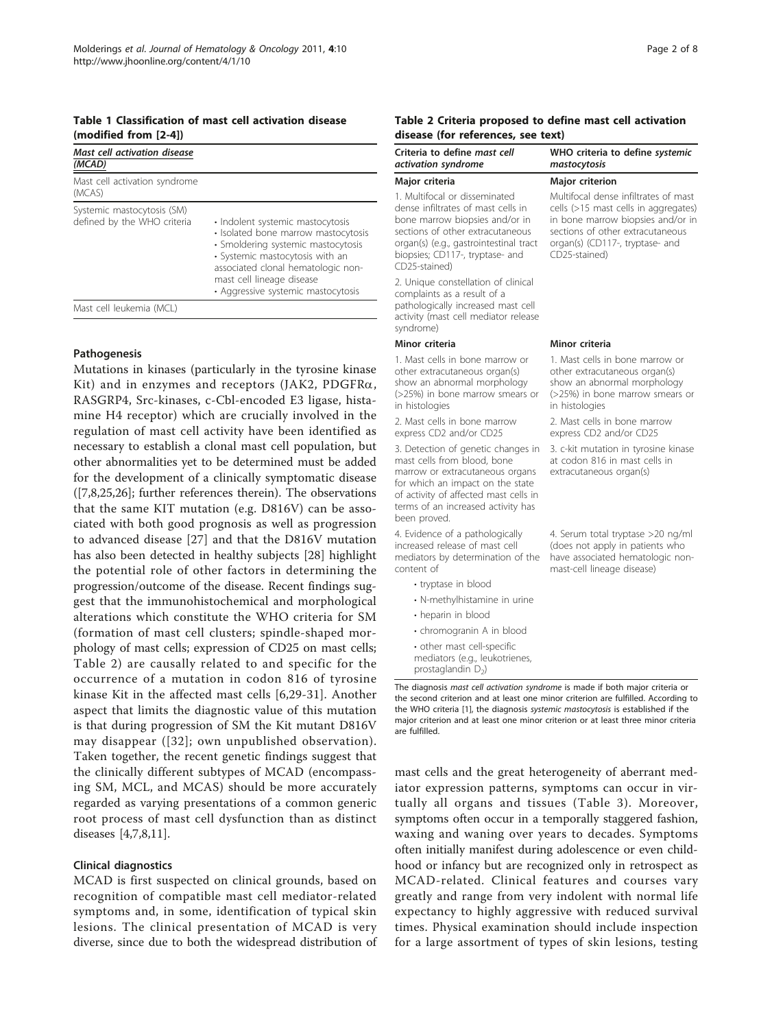**Table 1 Classification of mast cell activation disease (modified from [2-4])**

| *Mast cell activation disease (MCAD)* | |
|---|---|
| Mast cell activation syndrome (MCAS) | |
| Systemic mastocytosis (SM) defined by the WHO criteria | • Indolent systemic mastocytosis<br>• Isolated bone marrow mastocytosis<br>• Smoldering systemic mastocytosis<br>• Systemic mastocytosis with an associated clonal hematologic non-mast cell lineage disease<br>• Aggressive systemic mastocytosis |
| Mast cell leukemia (MCL) | |

### Pathogenesis

Mutations in kinases (particularly in the tyrosine kinase Kit) and in enzymes and receptors (JAK2, PDGFRα, RASGRP4, Src-kinases, c-Cbl-encoded E3 ligase, histamine H4 receptor) which are crucially involved in the regulation of mast cell activity have been identified as necessary to establish a clonal mast cell population, but other abnormalities yet to be determined must be added for the development of a clinically symptomatic disease ([7,8,25,26]; further references therein). The observations that the same KIT mutation (e.g. D816V) can be associated with both good prognosis as well as progression to advanced disease [27] and that the D816V mutation has also been detected in healthy subjects [28] highlight the potential role of other factors in determining the progression/outcome of the disease. Recent findings suggest that the immunohistochemical and morphological alterations which constitute the WHO criteria for SM (formation of mast cell clusters; spindle-shaped morphology of mast cells; expression of CD25 on mast cells; Table 2) are causally related to and specific for the occurrence of a mutation in codon 816 of tyrosine kinase Kit in the affected mast cells [6,29-31]. Another aspect that limits the diagnostic value of this mutation is that during progression of SM the Kit mutant D816V may disappear ([32]; own unpublished observation). Taken together, the recent genetic findings suggest that the clinically different subtypes of MCAD (encompassing SM, MCL, and MCAS) should be more accurately regarded as varying presentations of a common generic root process of mast cell dysfunction than as distinct diseases [4,7,8,11].

### Clinical diagnostics

MCAD is first suspected on clinical grounds, based on recognition of compatible mast cell mediator-related symptoms and, in some, identification of typical skin lesions. The clinical presentation of MCAD is very diverse, since due to both the widespread distribution of mast cells and the great heterogeneity of aberrant mediator expression patterns, symptoms can occur in virtually all organs and tissues (Table 3). Moreover, symptoms often occur in a temporally staggered fashion, waxing and waning over years to decades. Symptoms often initially manifest during adolescence or even childhood or infancy but are recognized only in retrospect as MCAD-related. Clinical features and courses vary greatly and range from very indolent with normal life expectancy to highly aggressive with reduced survival times. Physical examination should include inspection for a large assortment of types of skin lesions, testing

**Table 2 Criteria proposed to define mast cell activation disease (for references, see text)**

| Criteria to define *mast cell activation syndrome* | WHO criteria to define *systemic mastocytosis* |
|---|---|
| **Major criteria** | **Major criterion** |
| 1. Multifocal or disseminated dense infiltrates of mast cells in bone marrow biopsies and/or in sections of other extracutaneous organ(s) (e.g., gastrointestinal tract biopsies; CD117-, tryptase- and CD25-stained) | Multifocal dense infiltrates of mast cells (>15 mast cells in aggregates) in bone marrow biopsies and/or in sections of other extracutaneous organ(s) (CD117-, tryptase- and CD25-stained) |
| 2. Unique constellation of clinical complaints as a result of a pathologically increased mast cell activity (mast cell mediator release syndrome) | |
| **Minor criteria** | **Minor criteria** |
| 1. Mast cells in bone marrow or other extracutaneous organ(s) show an abnormal morphology (>25%) in bone marrow smears or in histologies | 1. Mast cells in bone marrow or other extracutaneous organ(s) show an abnormal morphology (>25%) in bone marrow smears or in histologies |
| 2. Mast cells in bone marrow express CD2 and/or CD25 | 2. Mast cells in bone marrow express CD2 and/or CD25 |
| 3. Detection of genetic changes in mast cells from blood, bone marrow or extracutaneous organs for which an impact on the state of activity of affected mast cells in terms of an increased activity has been proved. | 3. c-kit mutation in tyrosine kinase at codon 816 in mast cells in extracutaneous organ(s) |
| 4. Evidence of a pathologically increased release of mast cell mediators by determination of the content of<br>• tryptase in blood<br>• N-methylhistamine in urine<br>• heparin in blood<br>• chromogranin A in blood<br>• other mast cell-specific mediators (e.g., leukotrienes, prostaglandin $D_2$) | 4. Serum total tryptase >20 ng/ml (does not apply in patients who have associated hematologic non-mast-cell lineage disease) |

The diagnosis *mast cell activation syndrome* is made if both major criteria or the second criterion and at least one minor criterion are fulfilled. According to the WHO criteria [1], the diagnosis *systemic mastocytosis* is established if the major criterion and at least one minor criterion or at least three minor criteria are fulfilled.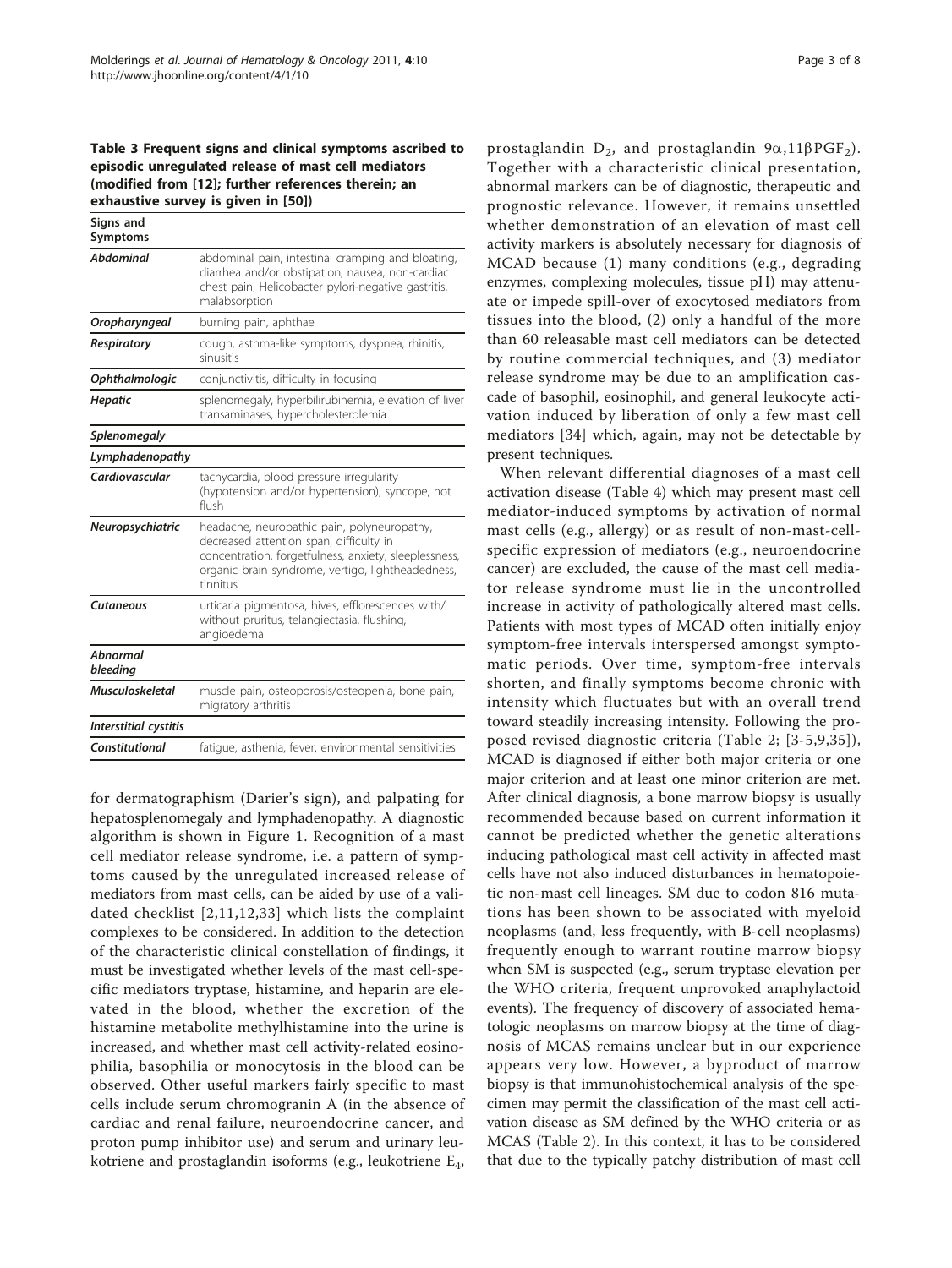**Table 3 Frequent signs and clinical symptoms ascribed to episodic unregulated release of mast cell mediators (modified from [12]; further references therein; an exhaustive survey is given in [50])**

| Signs and Symptoms | |
|---|---|
| *Abdominal* | abdominal pain, intestinal cramping and bloating, diarrhea and/or obstipation, nausea, non-cardiac chest pain, Helicobacter pylori-negative gastritis, malabsorption |
| *Oropharyngeal* | burning pain, aphthae |
| *Respiratory* | cough, asthma-like symptoms, dyspnea, rhinitis, sinusitis |
| *Ophthalmologic* | conjunctivitis, difficulty in focusing |
| *Hepatic* | splenomegaly, hyperbilirubinemia, elevation of liver transaminases, hypercholesterolemia |
| *Splenomegaly* | |
| *Lymphadenopathy* | |
| *Cardiovascular* | tachycardia, blood pressure irregularity (hypotension and/or hypertension), syncope, hot flush |
| *Neuropsychiatric* | headache, neuropathic pain, polyneuropathy, decreased attention span, difficulty in concentration, forgetfulness, anxiety, sleeplessness, organic brain syndrome, vertigo, lightheadedness, tinnitus |
| *Cutaneous* | urticaria pigmentosa, hives, efflorescences with/without pruritus, telangiectasia, flushing, angioedema |
| *Abnormal bleeding* | |
| *Musculoskeletal* | muscle pain, osteoporosis/osteopenia, bone pain, migratory arthritis |
| *Interstitial cystitis* | |
| *Constitutional* | fatigue, asthenia, fever, environmental sensitivities |

for dermatographism (Darier's sign), and palpating for hepatosplenomegaly and lymphadenopathy. A diagnostic algorithm is shown in Figure 1. Recognition of a mast cell mediator release syndrome, i.e. a pattern of symptoms caused by the unregulated increased release of mediators from mast cells, can be aided by use of a validated checklist [2,11,12,33] which lists the complaint complexes to be considered. In addition to the detection of the characteristic clinical constellation of findings, it must be investigated whether levels of the mast cell-specific mediators tryptase, histamine, and heparin are elevated in the blood, whether the excretion of the histamine metabolite methylhistamine into the urine is increased, and whether mast cell activity-related eosinophilia, basophilia or monocytosis in the blood can be observed. Other useful markers fairly specific to mast cells include serum chromogranin A (in the absence of cardiac and renal failure, neuroendocrine cancer, and proton pump inhibitor use) and serum and urinary leukotriene and prostaglandin isoforms (e.g., leukotriene $E_4$, prostaglandin $D_2$, and prostaglandin $9\alpha,11\beta PGF_2$). Together with a characteristic clinical presentation, abnormal markers can be of diagnostic, therapeutic and prognostic relevance. However, it remains unsettled whether demonstration of an elevation of mast cell activity markers is absolutely necessary for diagnosis of MCAD because (1) many conditions (e.g., degrading enzymes, complexing molecules, tissue pH) may attenuate or impede spill-over of exocytosed mediators from tissues into the blood, (2) only a handful of the more than 60 releasable mast cell mediators can be detected by routine commercial techniques, and (3) mediator release syndrome may be due to an amplification cascade of basophil, eosinophil, and general leukocyte activation induced by liberation of only a few mast cell mediators [34] which, again, may not be detectable by present techniques.

When relevant differential diagnoses of a mast cell activation disease (Table 4) which may present mast cell mediator-induced symptoms by activation of normal mast cells (e.g., allergy) or as result of non-mast-cell-specific expression of mediators (e.g., neuroendocrine cancer) are excluded, the cause of the mast cell mediator release syndrome must lie in the uncontrolled increase in activity of pathologically altered mast cells. Patients with most types of MCAD often initially enjoy symptom-free intervals interspersed amongst symptomatic periods. Over time, symptom-free intervals shorten, and finally symptoms become chronic with intensity which fluctuates but with an overall trend toward steadily increasing intensity. Following the proposed revised diagnostic criteria (Table 2; [3-5,9,35]), MCAD is diagnosed if either both major criteria or one major criterion and at least one minor criterion are met. After clinical diagnosis, a bone marrow biopsy is usually recommended because based on current information it cannot be predicted whether the genetic alterations inducing pathological mast cell activity in affected mast cells have not also induced disturbances in hematopoietic non-mast cell lineages. SM due to codon 816 mutations has been shown to be associated with myeloid neoplasms (and, less frequently, with B-cell neoplasms) frequently enough to warrant routine marrow biopsy when SM is suspected (e.g., serum tryptase elevation per the WHO criteria, frequent unprovoked anaphylactoid events). The frequency of discovery of associated hematologic neoplasms on marrow biopsy at the time of diagnosis of MCAS remains unclear but in our experience appears very low. However, a byproduct of marrow biopsy is that immunohistochemical analysis of the specimen may permit the classification of the mast cell activation disease as SM defined by the WHO criteria or as MCAS (Table 2). In this context, it has to be considered that due to the typically patchy distribution of mast cell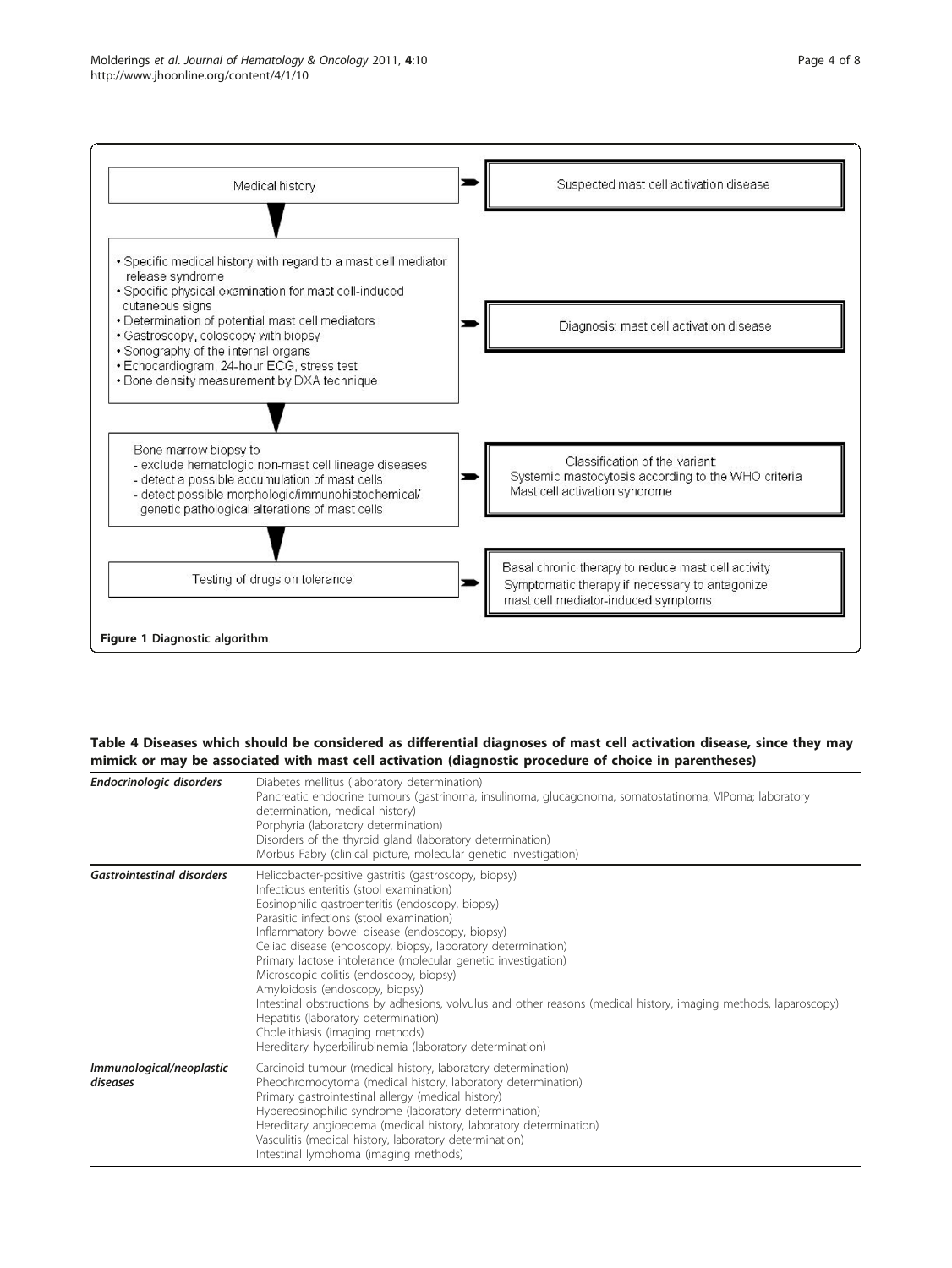Medical history → Suspected mast cell activation disease

- Specific medical history with regard to a mast cell mediator release syndrome
- Specific physical examination for mast cell-induced cutaneous signs
- Determination of potential mast cell mediators
- Gastroscopy, coloscopy with biopsy
- Sonography of the internal organs
- Echocardiogram, 24-hour ECG, stress test
- Bone density measurement by DXA technique

→ Diagnosis: mast cell activation disease

Bone marrow biopsy to
- exclude hematologic non-mast cell lineage diseases
- detect a possible accumulation of mast cells
- detect possible morphologic/immunohistochemical/genetic pathological alterations of mast cells

→ Classification of the variant: Systemic mastocytosis according to the WHO criteria; Mast cell activation syndrome

Testing of drugs on tolerance → Basal chronic therapy to reduce mast cell activity; Symptomatic therapy if necessary to antagonize mast cell mediator-induced symptoms

**Figure 1 Diagnostic algorithm.**

**Table 4 Diseases which should be considered as differential diagnoses of mast cell activation disease, since they may mimick or may be associated with mast cell activation (diagnostic procedure of choice in parentheses)**

| | |
|---|---|
| ***Endocrinologic disorders*** | Diabetes mellitus (laboratory determination)<br>Pancreatic endocrine tumours (gastrinoma, insulinoma, glucagonoma, somatostatinoma, VIPoma; laboratory determination, medical history)<br>Porphyria (laboratory determination)<br>Disorders of the thyroid gland (laboratory determination)<br>Morbus Fabry (clinical picture, molecular genetic investigation) |
| ***Gastrointestinal disorders*** | Helicobacter-positive gastritis (gastroscopy, biopsy)<br>Infectious enteritis (stool examination)<br>Eosinophilic gastroenteritis (endoscopy, biopsy)<br>Parasitic infections (stool examination)<br>Inflammatory bowel disease (endoscopy, biopsy)<br>Celiac disease (endoscopy, biopsy, laboratory determination)<br>Primary lactose intolerance (molecular genetic investigation)<br>Microscopic colitis (endoscopy, biopsy)<br>Amyloidosis (endoscopy, biopsy)<br>Intestinal obstructions by adhesions, volvulus and other reasons (medical history, imaging methods, laparoscopy)<br>Hepatitis (laboratory determination)<br>Cholelithiasis (imaging methods)<br>Hereditary hyperbilirubinemia (laboratory determination) |
| ***Immunological/neoplastic diseases*** | Carcinoid tumour (medical history, laboratory determination)<br>Pheochromocytoma (medical history, laboratory determination)<br>Primary gastrointestinal allergy (medical history)<br>Hypereosinophilic syndrome (laboratory determination)<br>Hereditary angioedema (medical history, laboratory determination)<br>Vasculitis (medical history, laboratory determination)<br>Intestinal lymphoma (imaging methods) |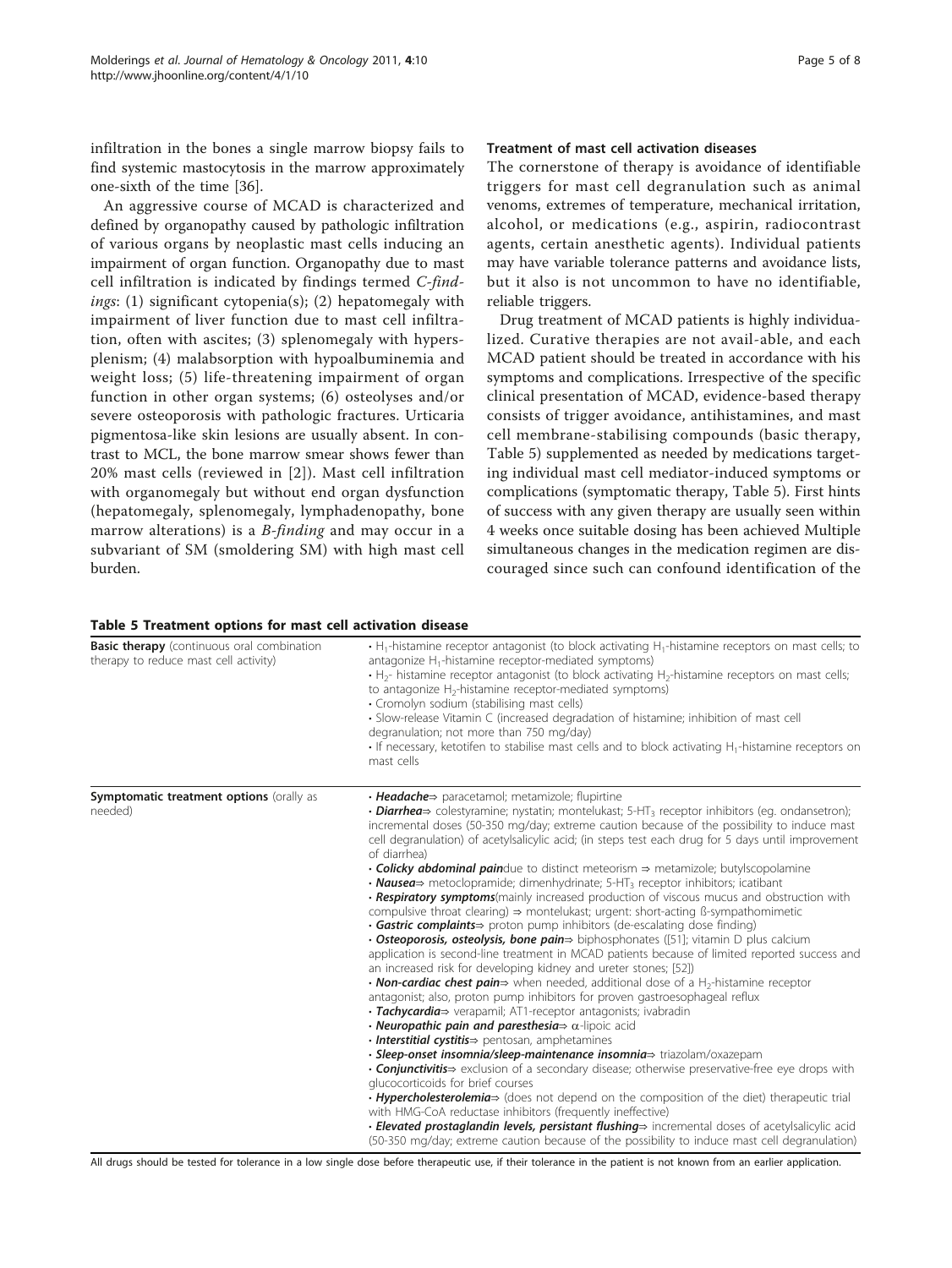infiltration in the bones a single marrow biopsy fails to find systemic mastocytosis in the marrow approximately one-sixth of the time [36].

An aggressive course of MCAD is characterized and defined by organopathy caused by pathologic infiltration of various organs by neoplastic mast cells inducing an impairment of organ function. Organopathy due to mast cell infiltration is indicated by findings termed *C-findings*: (1) significant cytopenia(s); (2) hepatomegaly with impairment of liver function due to mast cell infiltration, often with ascites; (3) splenomegaly with hypersplenism; (4) malabsorption with hypoalbuminemia and weight loss; (5) life-threatening impairment of organ function in other organ systems; (6) osteolyses and/or severe osteoporosis with pathologic fractures. Urticaria pigmentosa-like skin lesions are usually absent. In contrast to MCL, the bone marrow smear shows fewer than 20% mast cells (reviewed in [2]). Mast cell infiltration with organomegaly but without end organ dysfunction (hepatomegaly, splenomegaly, lymphadenopathy, bone marrow alterations) is a *B-finding* and may occur in a subvariant of SM (smoldering SM) with high mast cell burden.

### Treatment of mast cell activation diseases

The cornerstone of therapy is avoidance of identifiable triggers for mast cell degranulation such as animal venoms, extremes of temperature, mechanical irritation, alcohol, or medications (e.g., aspirin, radiocontrast agents, certain anesthetic agents). Individual patients may have variable tolerance patterns and avoidance lists, but it also is not uncommon to have no identifiable, reliable triggers.

Drug treatment of MCAD patients is highly individualized. Curative therapies are not avail-able, and each MCAD patient should be treated in accordance with his symptoms and complications. Irrespective of the specific clinical presentation of MCAD, evidence-based therapy consists of trigger avoidance, antihistamines, and mast cell membrane-stabilising compounds (basic therapy, Table 5) supplemented as needed by medications targeting individual mast cell mediator-induced symptoms or complications (symptomatic therapy, Table 5). First hints of success with any given therapy are usually seen within 4 weeks once suitable dosing has been achieved Multiple simultaneous changes in the medication regimen are discouraged since such can confound identification of the

**Table 5 Treatment options for mast cell activation disease**

| | |
|---|---|
| **Basic therapy** (continuous oral combination therapy to reduce mast cell activity) | • $H_1$-histamine receptor antagonist (to block activating $H_1$-histamine receptors on mast cells; to antagonize $H_1$-histamine receptor-mediated symptoms)<br>• $H_2$- histamine receptor antagonist (to block activating $H_2$-histamine receptors on mast cells; to antagonize $H_2$-histamine receptor-mediated symptoms)<br>• Cromolyn sodium (stabilising mast cells)<br>• Slow-release Vitamin C (increased degradation of histamine; inhibition of mast cell degranulation; not more than 750 mg/day)<br>• If necessary, ketotifen to stabilise mast cells and to block activating $H_1$-histamine receptors on mast cells |
| **Symptomatic treatment options** (orally as needed) | • ***Headache***⇒ paracetamol; metamizole; flupirtine<br>• ***Diarrhea***⇒ colestyramine; nystatin; montelukast; 5-$HT_3$ receptor inhibitors (eg. ondansetron); incremental doses (50-350 mg/day; extreme caution because of the possibility to induce mast cell degranulation) of acetylsalicylic acid; (in steps test each drug for 5 days until improvement of diarrhea)<br>• ***Colicky abdominal pain***due to distinct meteorism ⇒ metamizole; butylscopolamine<br>• ***Nausea***⇒ metoclopramide; dimenhydrinate; 5-$HT_3$ receptor inhibitors; icatibant<br>• ***Respiratory symptoms***(mainly increased production of viscous mucus and obstruction with compulsive throat clearing) ⇒ montelukast; urgent: short-acting ß-sympathomimetic<br>• ***Gastric complaints***⇒ proton pump inhibitors (de-escalating dose finding)<br>• ***Osteoporosis, osteolysis, bone pain***⇒ biphosphonates ([51]; vitamin D plus calcium application is second-line treatment in MCAD patients because of limited reported success and an increased risk for developing kidney and ureter stones; [52])<br>• ***Non-cardiac chest pain***⇒ when needed, additional dose of a $H_2$-histamine receptor antagonist; also, proton pump inhibitors for proven gastroesophageal reflux<br>• ***Tachycardia***⇒ verapamil; AT1-receptor antagonists; ivabradin<br>• ***Neuropathic pain and paresthesia***⇒ α-lipoic acid<br>• ***Interstitial cystitis***⇒ pentosan, amphetamines<br>• ***Sleep-onset insomnia/sleep-maintenance insomnia***⇒ triazolam/oxazepam<br>• ***Conjunctivitis***⇒ exclusion of a secondary disease; otherwise preservative-free eye drops with glucocorticoids for brief courses<br>• ***Hypercholesterolemia***⇒ (does not depend on the composition of the diet) therapeutic trial with HMG-CoA reductase inhibitors (frequently ineffective)<br>• ***Elevated prostaglandin levels, persistant flushing***⇒ incremental doses of acetylsalicylic acid (50-350 mg/day; extreme caution because of the possibility to induce mast cell degranulation) |

All drugs should be tested for tolerance in a low single dose before therapeutic use, if their tolerance in the patient is not known from an earlier application.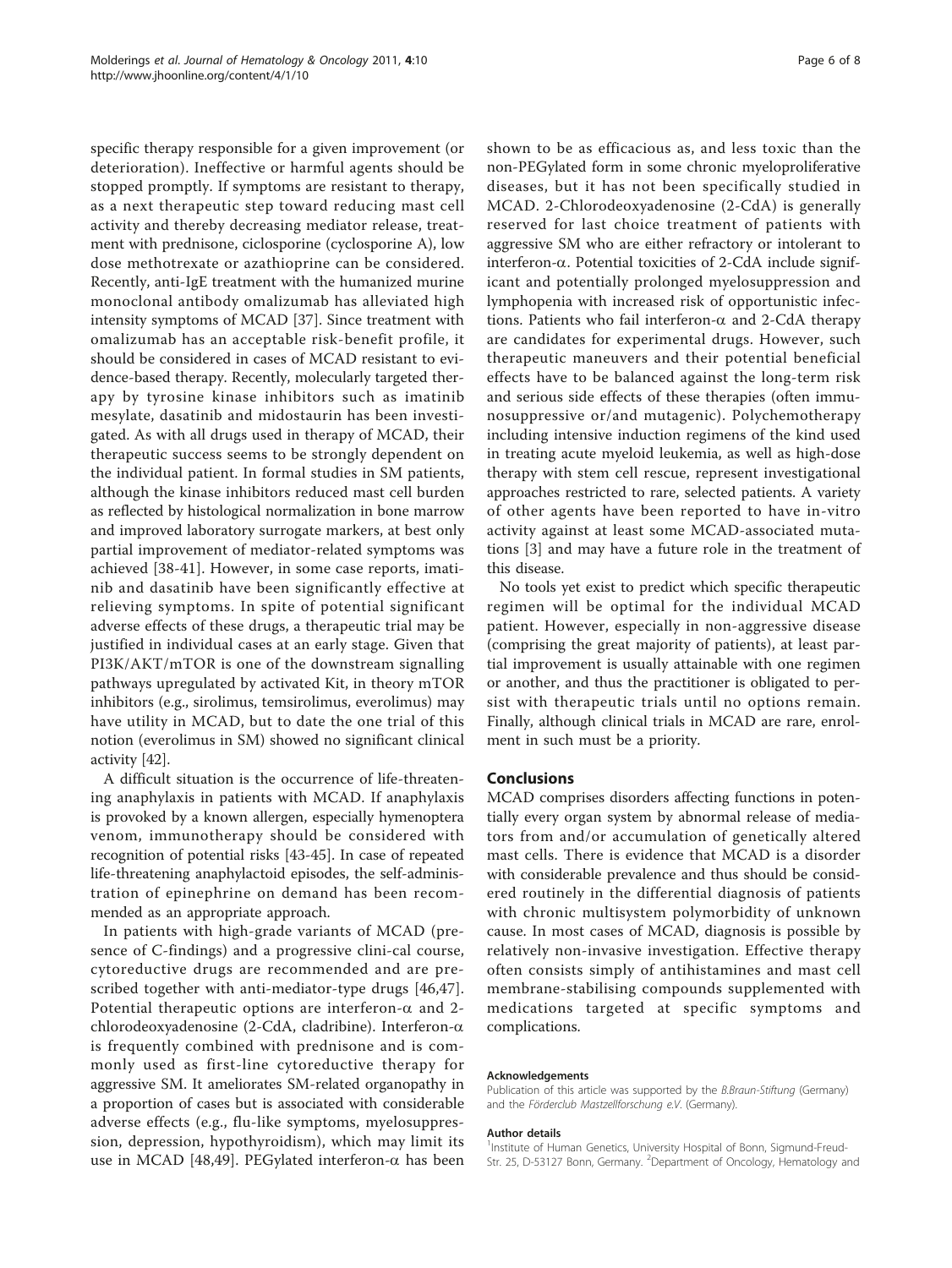specific therapy responsible for a given improvement (or deterioration). Ineffective or harmful agents should be stopped promptly. If symptoms are resistant to therapy, as a next therapeutic step toward reducing mast cell activity and thereby decreasing mediator release, treatment with prednisone, ciclosporine (cyclosporine A), low dose methotrexate or azathioprine can be considered. Recently, anti-IgE treatment with the humanized murine monoclonal antibody omalizumab has alleviated high intensity symptoms of MCAD [37]. Since treatment with omalizumab has an acceptable risk-benefit profile, it should be considered in cases of MCAD resistant to evidence-based therapy. Recently, molecularly targeted therapy by tyrosine kinase inhibitors such as imatinib mesylate, dasatinib and midostaurin has been investigated. As with all drugs used in therapy of MCAD, their therapeutic success seems to be strongly dependent on the individual patient. In formal studies in SM patients, although the kinase inhibitors reduced mast cell burden as reflected by histological normalization in bone marrow and improved laboratory surrogate markers, at best only partial improvement of mediator-related symptoms was achieved [38-41]. However, in some case reports, imatinib and dasatinib have been significantly effective at relieving symptoms. In spite of potential significant adverse effects of these drugs, a therapeutic trial may be justified in individual cases at an early stage. Given that PI3K/AKT/mTOR is one of the downstream signalling pathways upregulated by activated Kit, in theory mTOR inhibitors (e.g., sirolimus, temsirolimus, everolimus) may have utility in MCAD, but to date the one trial of this notion (everolimus in SM) showed no significant clinical activity [42].

A difficult situation is the occurrence of life-threatening anaphylaxis in patients with MCAD. If anaphylaxis is provoked by a known allergen, especially hymenoptera venom, immunotherapy should be considered with recognition of potential risks [43-45]. In case of repeated life-threatening anaphylactoid episodes, the self-administration of epinephrine on demand has been recommended as an appropriate approach.

In patients with high-grade variants of MCAD (presence of C-findings) and a progressive clini-cal course, cytoreductive drugs are recommended and are prescribed together with anti-mediator-type drugs [46,47]. Potential therapeutic options are interferon-α and 2-chlorodeoxyadenosine (2-CdA, cladribine). Interferon-α is frequently combined with prednisone and is commonly used as first-line cytoreductive therapy for aggressive SM. It ameliorates SM-related organopathy in a proportion of cases but is associated with considerable adverse effects (e.g., flu-like symptoms, myelosuppression, depression, hypothyroidism), which may limit its use in MCAD [48,49]. PEGylated interferon-α has been shown to be as efficacious as, and less toxic than the non-PEGylated form in some chronic myeloproliferative diseases, but it has not been specifically studied in MCAD. 2-Chlorodeoxyadenosine (2-CdA) is generally reserved for last choice treatment of patients with aggressive SM who are either refractory or intolerant to interferon-α. Potential toxicities of 2-CdA include significant and potentially prolonged myelosuppression and lymphopenia with increased risk of opportunistic infections. Patients who fail interferon-α and 2-CdA therapy are candidates for experimental drugs. However, such therapeutic maneuvers and their potential beneficial effects have to be balanced against the long-term risk and serious side effects of these therapies (often immunosuppressive or/and mutagenic). Polychemotherapy including intensive induction regimens of the kind used in treating acute myeloid leukemia, as well as high-dose therapy with stem cell rescue, represent investigational approaches restricted to rare, selected patients. A variety of other agents have been reported to have in-vitro activity against at least some MCAD-associated mutations [3] and may have a future role in the treatment of this disease.

No tools yet exist to predict which specific therapeutic regimen will be optimal for the individual MCAD patient. However, especially in non-aggressive disease (comprising the great majority of patients), at least partial improvement is usually attainable with one regimen or another, and thus the practitioner is obligated to persist with therapeutic trials until no options remain. Finally, although clinical trials in MCAD are rare, enrolment in such must be a priority.

## Conclusions

MCAD comprises disorders affecting functions in potentially every organ system by abnormal release of mediators from and/or accumulation of genetically altered mast cells. There is evidence that MCAD is a disorder with considerable prevalence and thus should be considered routinely in the differential diagnosis of patients with chronic multisystem polymorbidity of unknown cause. In most cases of MCAD, diagnosis is possible by relatively non-invasive investigation. Effective therapy often consists simply of antihistamines and mast cell membrane-stabilising compounds supplemented with medications targeted at specific symptoms and complications.

#### Acknowledgements

Publication of this article was supported by the *B.Braun-Stiftung* (Germany) and the *Förderclub Mastzellforschung e.V.* (Germany).

#### Author details

[1]Institute of Human Genetics, University Hospital of Bonn, Sigmund-Freud-Str. 25, D-53127 Bonn, Germany. [2]Department of Oncology, Hematology and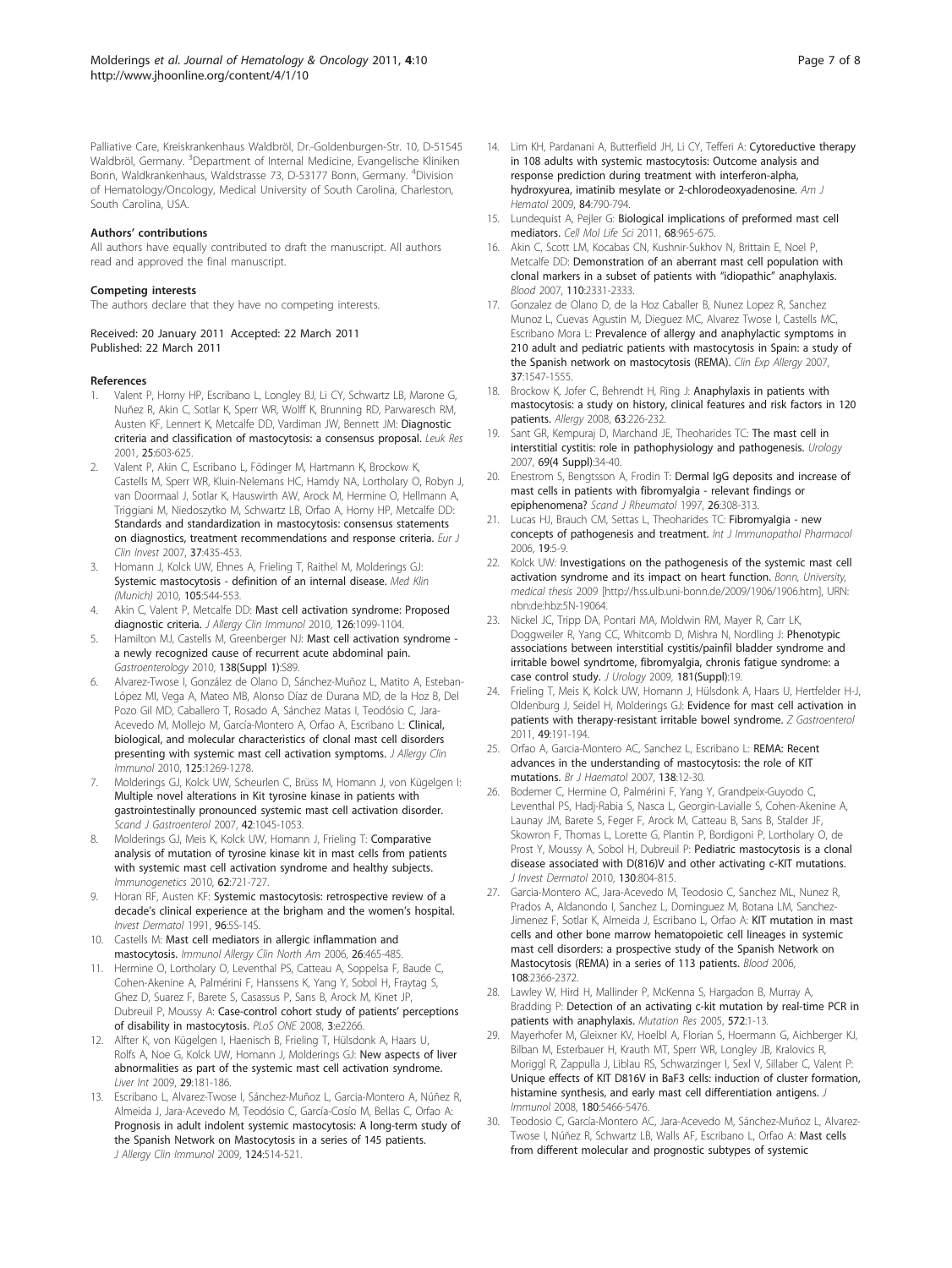Palliative Care, Kreiskrankenhaus Waldbröl, Dr.-Goldenburgen-Str. 10, D-51545 Waldbröl, Germany. [3]Department of Internal Medicine, Evangelische Kliniken Bonn, Waldkrankenhaus, Waldstrasse 73, D-53177 Bonn, Germany. [4]Division of Hematology/Oncology, Medical University of South Carolina, Charleston, South Carolina, USA.

#### Authors' contributions

All authors have equally contributed to draft the manuscript. All authors read and approved the final manuscript.

#### Competing interests

The authors declare that they have no competing interests.

Received: 20 January 2011 Accepted: 22 March 2011
Published: 22 March 2011

#### References

1. Valent P, Horny HP, Escribano L, Longley BJ, Li CY, Schwartz LB, Marone G, Nuñez R, Akin C, Sotlar K, Sperr WR, Wolff K, Brunning RD, Parwaresch RM, Austen KF, Lennert K, Metcalfe DD, Vardiman JW, Bennett JM: **Diagnostic criteria and classification of mastocytosis: a consensus proposal.** *Leuk Res* 2001, **25**:603-625.
2. Valent P, Akin C, Escribano L, Födinger M, Hartmann K, Brockow K, Castells M, Sperr WR, Kluin-Nelemans HC, Hamdy NA, Lortholary O, Robyn J, van Doormaal J, Sotlar K, Hauswirth AW, Arock M, Hermine O, Hellmann A, Triggiani M, Niedoszytko M, Schwartz LB, Orfao A, Horny HP, Metcalfe DD: **Standards and standardization in mastocytosis: consensus statements on diagnostics, treatment recommendations and response criteria.** *Eur J Clin Invest* 2007, **37**:435-453.
3. Homann J, Kolck UW, Ehnes A, Frieling T, Raithel M, Molderings GJ: **Systemic mastocytosis - definition of an internal disease.** *Med Klin (Munich)* 2010, **105**:544-553.
4. Akin C, Valent P, Metcalfe DD: **Mast cell activation syndrome: Proposed diagnostic criteria.** *J Allergy Clin Immunol* 2010, **126**:1099-1104.
5. Hamilton MJ, Castells M, Greenberger NJ: **Mast cell activation syndrome - a newly recognized cause of recurrent acute abdominal pain.** *Gastroenterology* 2010, **138(Suppl 1)**:S89.
6. Alvarez-Twose I, González de Olano D, Sánchez-Muñoz L, Matito A, Esteban-López MI, Vega A, Mateo MB, Alonso Díaz de Durana MD, de la Hoz B, Del Pozo Gil MD, Caballero T, Rosado A, Sánchez Matas I, Teodósio C, Jara-Acevedo M, Mollejo M, García-Montero A, Orfao A, Escribano L: **Clinical, biological, and molecular characteristics of clonal mast cell disorders presenting with systemic mast cell activation symptoms.** *J Allergy Clin Immunol* 2010, **125**:1269-1278.
7. Molderings GJ, Kolck UW, Scheurlen C, Brüss M, Homann J, von Kügelgen I: **Multiple novel alterations in Kit tyrosine kinase in patients with gastrointestinally pronounced systemic mast cell activation disorder.** *Scand J Gastroenterol* 2007, **42**:1045-1053.
8. Molderings GJ, Meis K, Kolck UW, Homann J, Frieling T: **Comparative analysis of mutation of tyrosine kinase kit in mast cells from patients with systemic mast cell activation syndrome and healthy subjects.** *Immunogenetics* 2010, **62**:721-727.
9. Horan RF, Austen KF: **Systemic mastocytosis: retrospective review of a decade's clinical experience at the brigham and the women's hospital.** *Invest Dermatol* 1991, **96**:5S-14S.
10. Castells M: **Mast cell mediators in allergic inflammation and mastocytosis.** *Immunol Allergy Clin North Am* 2006, **26**:465-485.
11. Hermine O, Lortholary O, Leventhal PS, Catteau A, Soppelsa F, Baude C, Cohen-Akenine A, Palmérini F, Hanssens K, Yang Y, Sobol H, Fraytag S, Ghez D, Suarez F, Barete S, Casassus P, Sans B, Arock M, Kinet JP, Dubreuil P, Moussy A: **Case-control cohort study of patients' perceptions of disability in mastocytosis.** *PLoS ONE* 2008, **3**:e2266.
12. Alfter K, von Kügelgen I, Haenisch B, Frieling T, Hülsdonk A, Haars U, Rolfs A, Noe G, Kolck UW, Homann J, Molderings GJ: **New aspects of liver abnormalities as part of the systemic mast cell activation syndrome.** *Liver Int* 2009, **29**:181-186.
13. Escribano L, Alvarez-Twose I, Sánchez-Muñoz L, Garcia-Montero A, Núñez R, Almeida J, Jara-Acevedo M, Teodósio C, García-Cosío M, Bellas C, Orfao A: **Prognosis in adult indolent systemic mastocytosis: A long-term study of the Spanish Network on Mastocytosis in a series of 145 patients.** *J Allergy Clin Immunol* 2009, **124**:514-521.
14. Lim KH, Pardanani A, Butterfield JH, Li CY, Tefferi A: **Cytoreductive therapy in 108 adults with systemic mastocytosis: Outcome analysis and response prediction during treatment with interferon-alpha, hydroxyurea, imatinib mesylate or 2-chlorodeoxyadenosine.** *Am J Hematol* 2009, **84**:790-794.
15. Lundequist A, Pejler G: **Biological implications of preformed mast cell mediators.** *Cell Mol Life Sci* 2011, **68**:965-675.
16. Akin C, Scott LM, Kocabas CN, Kushnir-Sukhov N, Brittain E, Noel P, Metcalfe DD: **Demonstration of an aberrant mast cell population with clonal markers in a subset of patients with "idiopathic" anaphylaxis.** *Blood* 2007, **110**:2331-2333.
17. Gonzalez de Olano D, de la Hoz Caballer B, Nunez Lopez R, Sanchez Munoz L, Cuevas Agustin M, Dieguez MC, Alvarez Twose I, Castells MC, Escribano Mora L: **Prevalence of allergy and anaphylactic symptoms in 210 adult and pediatric patients with mastocytosis in Spain: a study of the Spanish network on mastocytosis (REMA).** *Clin Exp Allergy* 2007, **37**:1547-1555.
18. Brockow K, Jofer C, Behrendt H, Ring J: **Anaphylaxis in patients with mastocytosis: a study on history, clinical features and risk factors in 120 patients.** *Allergy* 2008, **63**:226-232.
19. Sant GR, Kempuraj D, Marchand JE, Theoharides TC: **The mast cell in interstitial cystitis: role in pathophysiology and pathogenesis.** *Urology* 2007, **69(4 Suppl)**:34-40.
20. Enestrom S, Bengtsson A, Frodin T: **Dermal IgG deposits and increase of mast cells in patients with fibromyalgia - relevant findings or epiphenomena?** *Scand J Rheumatol* 1997, **26**:308-313.
21. Lucas HJ, Brauch CM, Settas L, Theoharides TC: **Fibromyalgia - new concepts of pathogenesis and treatment.** *Int J Immunopathol Pharmacol* 2006, **19**:5-9.
22. Kolck UW: **Investigations on the pathogenesis of the systemic mast cell activation syndrome and its impact on heart function.** *Bonn, University, medical thesis* 2009 [http://hss.ulb.uni-bonn.de/2009/1906/1906.htm], URN: nbn:de:hbz:5N-19064.
23. Nickel JC, Tripp DA, Pontari MA, Moldwin RM, Mayer R, Carr LK, Doggweiler R, Yang CC, Whitcomb D, Mishra N, Nordling J: **Phenotypic associations between interstitial cystitis/painfil bladder syndrome and irritable bowel syndrtome, fibromyalgia, chronis fatigue syndrome: a case control study.** *J Urology* 2009, **181(Suppl)**:19.
24. Frieling T, Meis K, Kolck UW, Homann J, Hülsdonk A, Haars U, Hertfelder H-J, Oldenburg J, Seidel H, Molderings GJ: **Evidence for mast cell activation in patients with therapy-resistant irritable bowel syndrome.** *Z Gastroenterol* 2011, **49**:191-194.
25. Orfao A, Garcia-Montero AC, Sanchez L, Escribano L: **REMA: Recent advances in the understanding of mastocytosis: the role of KIT mutations.** *Br J Haematol* 2007, **138**:12-30.
26. Bodemer C, Hermine O, Palmérini F, Yang Y, Grandpeix-Guyodo C, Leventhal PS, Hadj-Rabia S, Nasca L, Georgin-Lavialle S, Cohen-Akenine A, Launay JM, Barete S, Feger F, Arock M, Catteau B, Sans B, Stalder JF, Skowron F, Thomas L, Lorette G, Plantin P, Bordigoni P, Lortholary O, de Prost Y, Moussy A, Sobol H, Dubreuil P: **Pediatric mastocytosis is a clonal disease associated with D(816)V and other activating c-KIT mutations.** *J Invest Dermatol* 2010, **130**:804-815.
27. Garcia-Montero AC, Jara-Acevedo M, Teodosio C, Sanchez ML, Nunez R, Prados A, Aldanondo I, Sanchez L, Dominguez M, Botana LM, Sanchez-Jimenez F, Sotlar K, Almeida J, Escribano L, Orfao A: **KIT mutation in mast cells and other bone marrow hematopoietic cell lineages in systemic mast cell disorders: a prospective study of the Spanish Network on Mastocytosis (REMA) in a series of 113 patients.** *Blood* 2006, **108**:2366-2372.
28. Lawley W, Hird H, Mallinder P, McKenna S, Hargadon B, Murray A, Bradding P: **Detection of an activating c-kit mutation by real-time PCR in patients with anaphylaxis.** *Mutation Res* 2005, **572**:1-13.
29. Mayerhofer M, Gleixner KV, Hoelbl A, Florian S, Hoermann G, Aichberger KJ, Bilban M, Esterbauer H, Krauth MT, Sperr WR, Longley JB, Kralovics R, Moriggl R, Zappulla J, Liblau RS, Schwarzinger I, Sexl V, Sillaber C, Valent P: **Unique effects of KIT D816V in BaF3 cells: induction of cluster formation, histamine synthesis, and early mast cell differentiation antigens.** *J Immunol* 2008, **180**:5466-5476.
30. Teodosio C, García-Montero AC, Jara-Acevedo M, Sánchez-Muñoz L, Alvarez-Twose I, Núñez R, Schwartz LB, Walls AF, Escribano L, Orfao A: **Mast cells from different molecular and prognostic subtypes of systemic**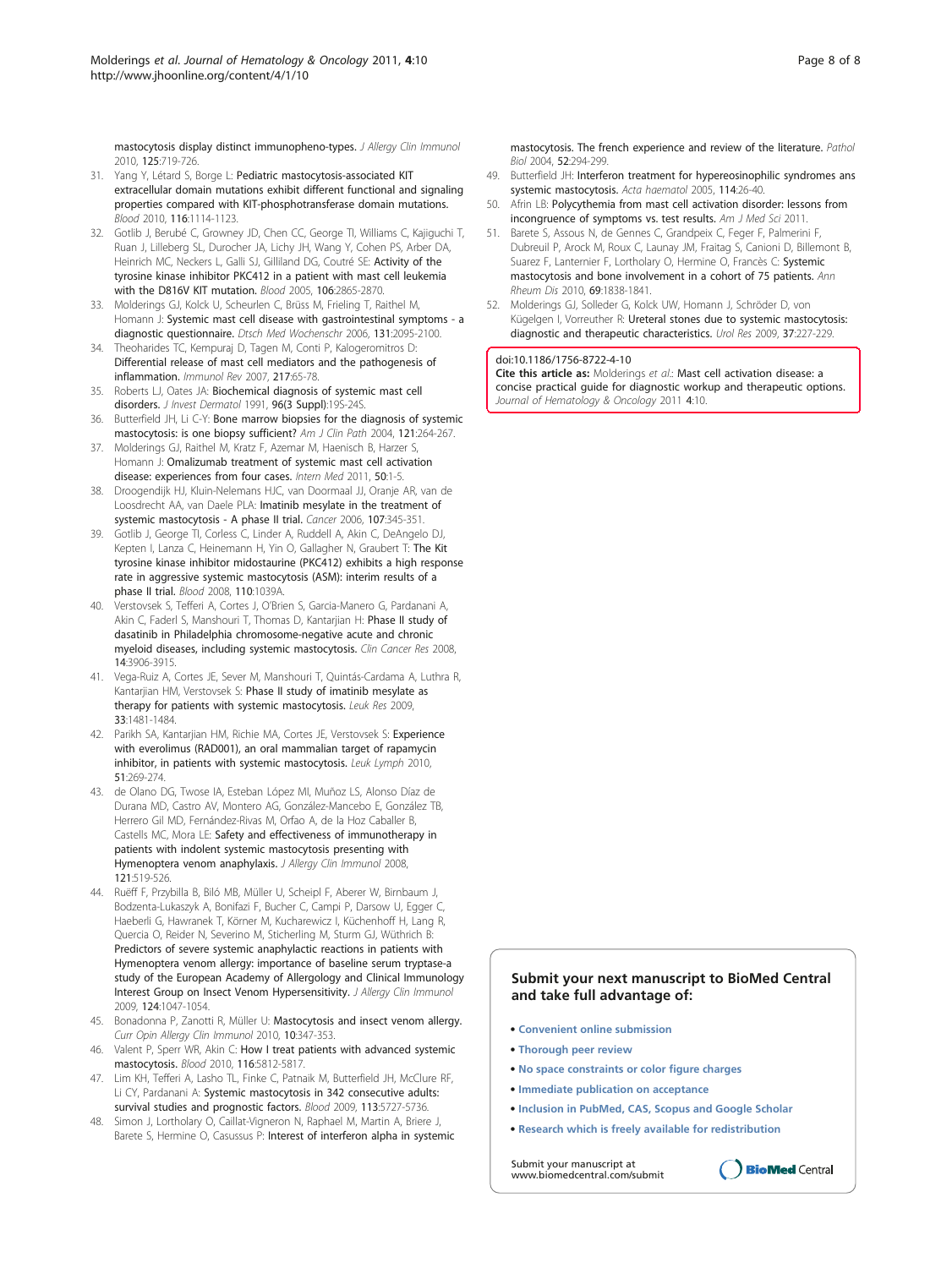mastocytosis display distinct immunopheno-types. *J Allergy Clin Immunol* 2010, **125**:719-726.

31. Yang Y, Létard S, Borge L: **Pediatric mastocytosis-associated KIT extracellular domain mutations exhibit different functional and signaling properties compared with KIT-phosphotransferase domain mutations.** *Blood* 2010, **116**:1114-1123.
32. Gotlib J, Berubé C, Growney JD, Chen CC, George TI, Williams C, Kajiguchi T, Ruan J, Lilleberg SL, Durocher JA, Lichy JH, Wang Y, Cohen PS, Arber DA, Heinrich MC, Neckers L, Galli SJ, Gilliland DG, Coutré SE: **Activity of the tyrosine kinase inhibitor PKC412 in a patient with mast cell leukemia with the D816V KIT mutation.** *Blood* 2005, **106**:2865-2870.
33. Molderings GJ, Kolck U, Scheurlen C, Brüss M, Frieling T, Raithel M, Homann J: **Systemic mast cell disease with gastrointestinal symptoms - a diagnostic questionnaire.** *Dtsch Med Wochenschr* 2006, **131**:2095-2100.
34. Theoharides TC, Kempuraj D, Tagen M, Conti P, Kalogeromitros D: **Differential release of mast cell mediators and the pathogenesis of inflammation.** *Immunol Rev* 2007, **217**:65-78.
35. Roberts LJ, Oates JA: **Biochemical diagnosis of systemic mast cell disorders.** *J Invest Dermatol* 1991, **96(3 Suppl)**:19S-24S.
36. Butterfield JH, Li C-Y: **Bone marrow biopsies for the diagnosis of systemic mastocytosis: is one biopsy sufficient?** *Am J Clin Path* 2004, **121**:264-267.
37. Molderings GJ, Raithel M, Kratz F, Azemar M, Haenisch B, Harzer S, Homann J: **Omalizumab treatment of systemic mast cell activation disease: experiences from four cases.** *Intern Med* 2011, **50**:1-5.
38. Droogendijk HJ, Kluin-Nelemans HJC, van Doormaal JJ, Oranje AR, van de Loosdrecht AA, van Daele PLA: **Imatinib mesylate in the treatment of systemic mastocytosis - A phase II trial.** *Cancer* 2006, **107**:345-351.
39. Gotlib J, George TI, Corless C, Linder A, Ruddell A, Akin C, DeAngelo DJ, Kepten I, Lanza C, Heinemann H, Yin O, Gallagher N, Graubert T: **The Kit tyrosine kinase inhibitor midostaurine (PKC412) exhibits a high response rate in aggressive systemic mastocytosis (ASM): interim results of a phase II trial.** *Blood* 2008, **110**:1039A.
40. Verstovsek S, Tefferi A, Cortes J, O'Brien S, Garcia-Manero G, Pardanani A, Akin C, Faderl S, Manshouri T, Thomas D, Kantarjian H: **Phase II study of dasatinib in Philadelphia chromosome-negative acute and chronic myeloid diseases, including systemic mastocytosis.** *Clin Cancer Res* 2008, **14**:3906-3915.
41. Vega-Ruiz A, Cortes JE, Sever M, Manshouri T, Quintás-Cardama A, Luthra R, Kantarjian HM, Verstovsek S: **Phase II study of imatinib mesylate as therapy for patients with systemic mastocytosis.** *Leuk Res* 2009, **33**:1481-1484.
42. Parikh SA, Kantarjian HM, Richie MA, Cortes JE, Verstovsek S: **Experience with everolimus (RAD001), an oral mammalian target of rapamycin inhibitor, in patients with systemic mastocytosis.** *Leuk Lymph* 2010, **51**:269-274.
43. de Olano DG, Twose IA, Esteban López MI, Muñoz LS, Alonso Díaz de Durana MD, Castro AV, Montero AG, González-Mancebo E, González TB, Herrero Gil MD, Fernández-Rivas M, Orfao A, de la Hoz Caballer B, Castells MC, Mora LE: **Safety and effectiveness of immunotherapy in patients with indolent systemic mastocytosis presenting with Hymenoptera venom anaphylaxis.** *J Allergy Clin Immunol* 2008, **121**:519-526.
44. Ruëff F, Przybilla B, Biló MB, Müller U, Scheipl F, Aberer W, Birnbaum J, Bodzenta-Lukaszyk A, Bonifazi F, Bucher C, Campi P, Darsow U, Egger C, Haeberli G, Hawranek T, Körner M, Kucharewicz I, Küchenhoff H, Lang R, Quercia O, Reider N, Severino M, Sticherling M, Sturm GJ, Wüthrich B: **Predictors of severe systemic anaphylactic reactions in patients with Hymenoptera venom allergy: importance of baseline serum tryptase-a study of the European Academy of Allergology and Clinical Immunology Interest Group on Insect Venom Hypersensitivity.** *J Allergy Clin Immunol* 2009, **124**:1047-1054.
45. Bonadonna P, Zanotti R, Müller U: **Mastocytosis and insect venom allergy.** *Curr Opin Allergy Clin Immunol* 2010, **10**:347-353.
46. Valent P, Sperr WR, Akin C: **How I treat patients with advanced systemic mastocytosis.** *Blood* 2010, **116**:5812-5817.
47. Lim KH, Tefferi A, Lasho TL, Finke C, Patnaik M, Butterfield JH, McClure RF, Li CY, Pardanani A: **Systemic mastocytosis in 342 consecutive adults: survival studies and prognostic factors.** *Blood* 2009, **113**:5727-5736.
48. Simon J, Lortholary O, Caillat-Vigneron N, Raphael M, Martin A, Briere J, Barete S, Hermine O, Casassus P: **Interest of interferon alpha in systemic mastocytosis. The french experience and review of the literature.** *Pathol Biol* 2004, **52**:294-299.
49. Butterfield JH: **Interferon treatment for hypereosinophilic syndromes ans systemic mastocytosis.** *Acta haematol* 2005, **114**:26-40.
50. Afrin LB: **Polycythemia from mast cell activation disorder: lessons from incongruence of symptoms vs. test results.** *Am J Med Sci* 2011.
51. Barete S, Assous N, de Gennes C, Grandpeix C, Feger F, Palmerini F, Dubreuil P, Arock M, Roux C, Launay JM, Fraitag S, Canioni D, Billemont B, Suarez F, Lanternier F, Lortholary O, Hermine O, Francès C: **Systemic mastocytosis and bone involvement in a cohort of 75 patients.** *Ann Rheum Dis* 2010, **69**:1838-1841.
52. Molderings GJ, Solleder G, Kolck UW, Homann J, Schröder D, von Kügelgen I, Vorreuther R: **Ureteral stones due to systemic mastocytosis: diagnostic and therapeutic characteristics.** *Urol Res* 2009, **37**:227-229.

doi:10.1186/1756-8722-4-10

**Cite this article as:** Molderings *et al.*: Mast cell activation disease: a concise practical guide for diagnostic workup and therapeutic options. *Journal of Hematology & Oncology* 2011 **4**:10.

**Submit your next manuscript to BioMed Central and take full advantage of:**

- Convenient online submission
- Thorough peer review
- No space constraints or color figure charges
- Immediate publication on acceptance
- Inclusion in PubMed, CAS, Scopus and Google Scholar
- Research which is freely available for redistribution

Submit your manuscript at www.biomedcentral.com/submit

BioMed Central